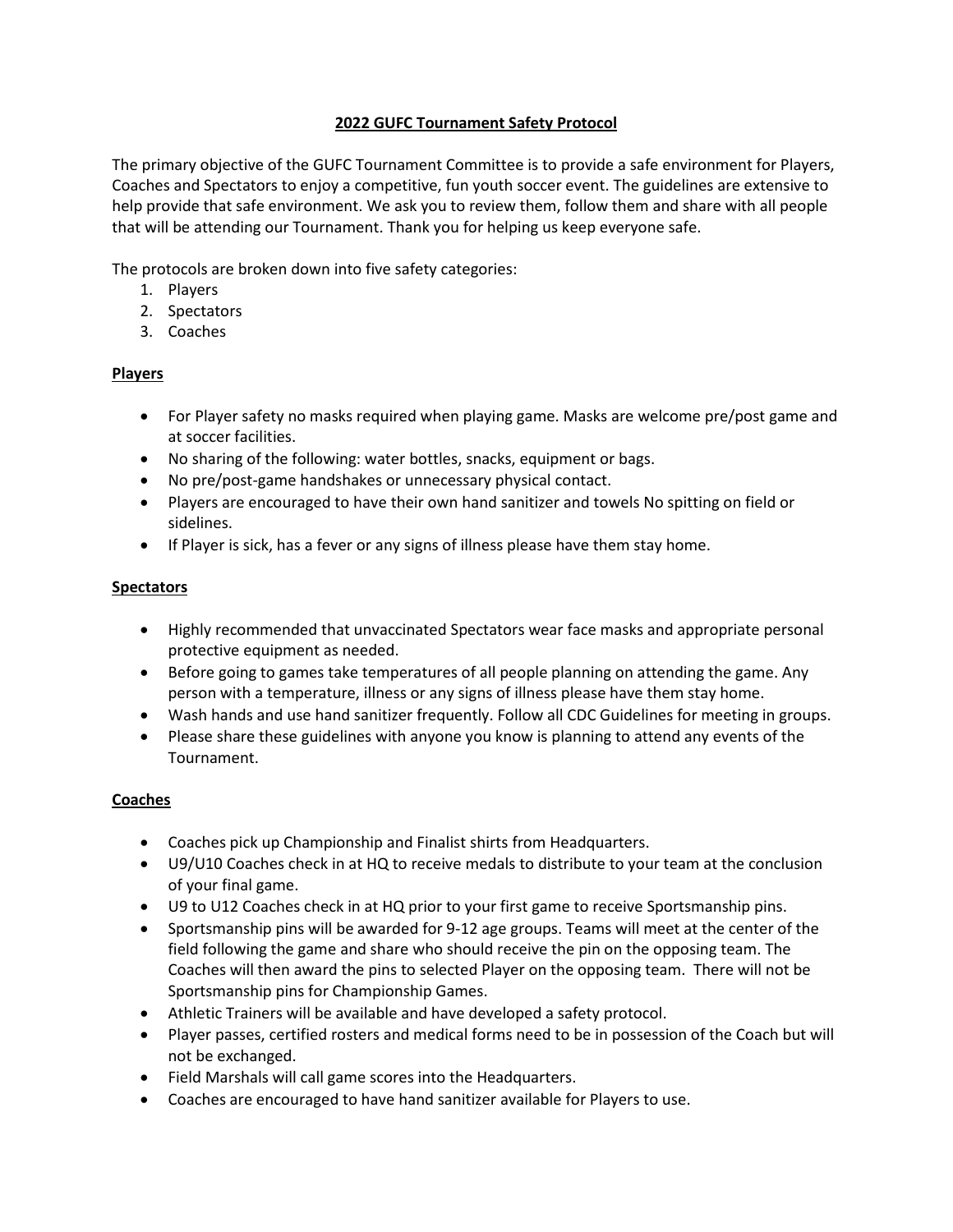# 2022 GUFC Tournament Safety Protocol

The primary objective of the GUFC Tournament Committee is to provide a safe environment for Players, Coaches and Spectators to enjoy a competitive, fun youth soccer event. The guidelines are extensive to help provide that safe environment. We ask you to review them, follow them and share with all people that will be attending our Tournament. Thank you for helping us keep everyone safe.

The protocols are broken down into five safety categories:

1. Players
2. Spectators
3. Coaches

## Players

- For Player safety no masks required when playing game. Masks are welcome pre/post game and at soccer facilities.
- No sharing of the following: water bottles, snacks, equipment or bags.
- No pre/post-game handshakes or unnecessary physical contact.
- Players are encouraged to have their own hand sanitizer and towels No spitting on field or sidelines.
- If Player is sick, has a fever or any signs of illness please have them stay home.

## Spectators

- Highly recommended that unvaccinated Spectators wear face masks and appropriate personal protective equipment as needed.
- Before going to games take temperatures of all people planning on attending the game. Any person with a temperature, illness or any signs of illness please have them stay home.
- Wash hands and use hand sanitizer frequently. Follow all CDC Guidelines for meeting in groups.
- Please share these guidelines with anyone you know is planning to attend any events of the Tournament.

## Coaches

- Coaches pick up Championship and Finalist shirts from Headquarters.
- U9/U10 Coaches check in at HQ to receive medals to distribute to your team at the conclusion of your final game.
- U9 to U12 Coaches check in at HQ prior to your first game to receive Sportsmanship pins.
- Sportsmanship pins will be awarded for 9-12 age groups. Teams will meet at the center of the field following the game and share who should receive the pin on the opposing team. The Coaches will then award the pins to selected Player on the opposing team. There will not be Sportsmanship pins for Championship Games.
- Athletic Trainers will be available and have developed a safety protocol.
- Player passes, certified rosters and medical forms need to be in possession of the Coach but will not be exchanged.
- Field Marshals will call game scores into the Headquarters.
- Coaches are encouraged to have hand sanitizer available for Players to use.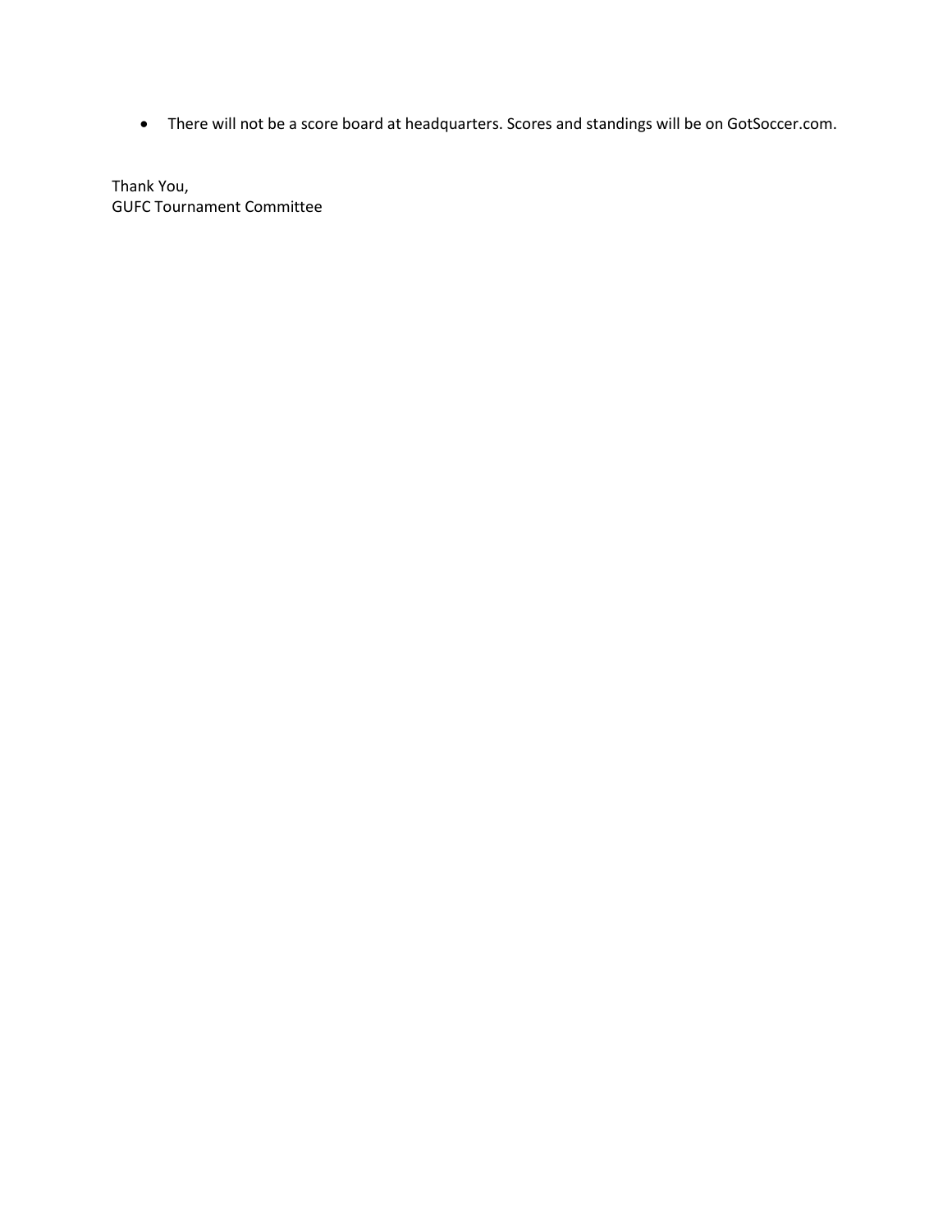- There will not be a score board at headquarters. Scores and standings will be on GotSoccer.com.

Thank You,
GUFC Tournament Committee